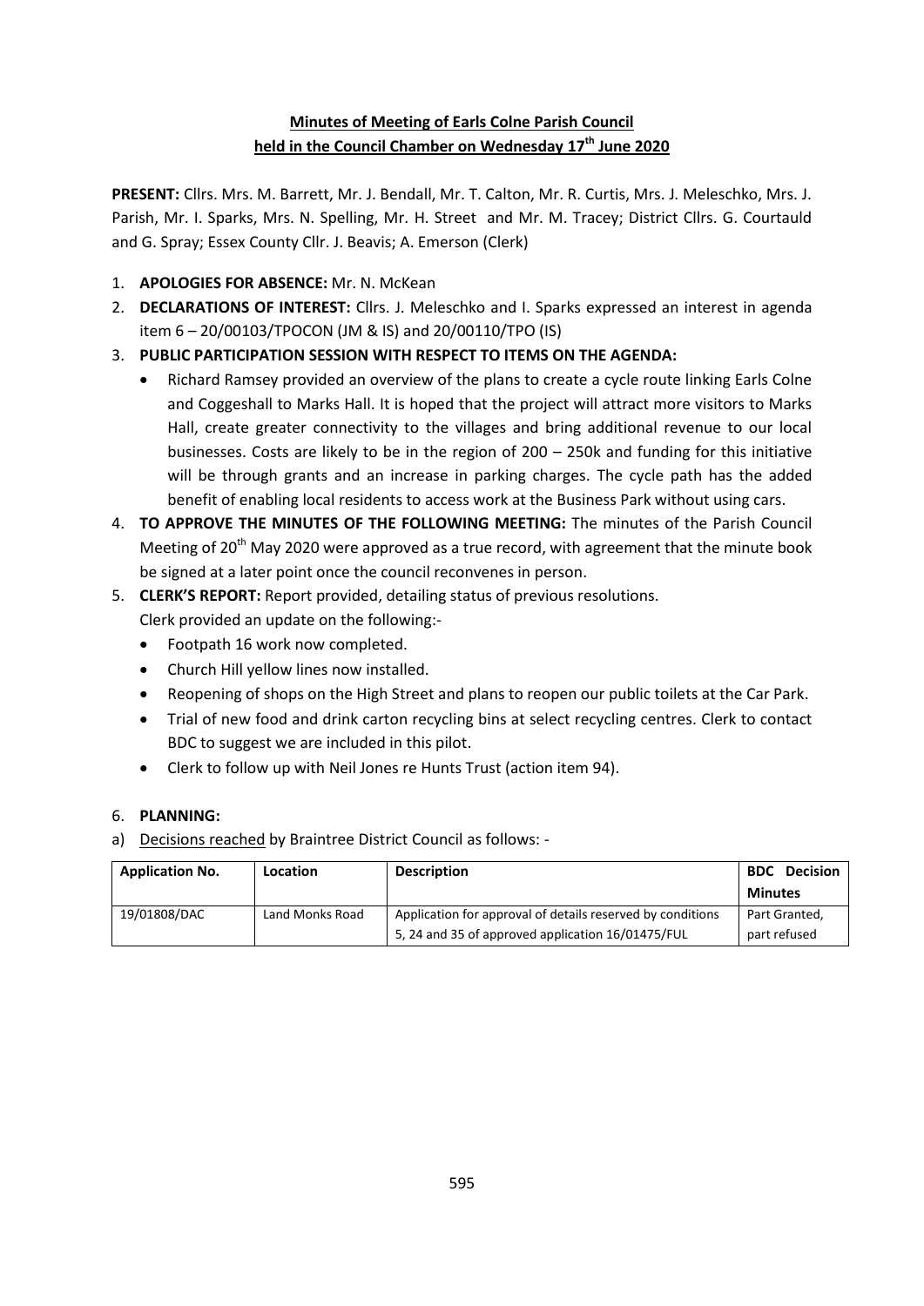# Minutes of Meeting of Earls Colne Parish Council held in the Council Chamber on Wednesday 17th June 2020

**PRESENT:** Cllrs. Mrs. M. Barrett, Mr. J. Bendall, Mr. T. Calton, Mr. R. Curtis, Mrs. J. Meleschko, Mrs. J. Parish, Mr. I. Sparks, Mrs. N. Spelling, Mr. H. Street and Mr. M. Tracey; District Cllrs. G. Courtauld and G. Spray; Essex County Cllr. J. Beavis; A. Emerson (Clerk)

1. **APOLOGIES FOR ABSENCE:** Mr. N. McKean
2. **DECLARATIONS OF INTEREST:** Cllrs. J. Meleschko and I. Sparks expressed an interest in agenda item 6 – 20/00103/TPOCON (JM & IS) and 20/00110/TPO (IS)
3. **PUBLIC PARTICIPATION SESSION WITH RESPECT TO ITEMS ON THE AGENDA:**
   - Richard Ramsey provided an overview of the plans to create a cycle route linking Earls Colne and Coggeshall to Marks Hall. It is hoped that the project will attract more visitors to Marks Hall, create greater connectivity to the villages and bring additional revenue to our local businesses. Costs are likely to be in the region of 200 – 250k and funding for this initiative will be through grants and an increase in parking charges. The cycle path has the added benefit of enabling local residents to access work at the Business Park without using cars.
4. **TO APPROVE THE MINUTES OF THE FOLLOWING MEETING:** The minutes of the Parish Council Meeting of 20th May 2020 were approved as a true record, with agreement that the minute book be signed at a later point once the council reconvenes in person.
5. **CLERK'S REPORT:** Report provided, detailing status of previous resolutions.
   Clerk provided an update on the following:-
   - Footpath 16 work now completed.
   - Church Hill yellow lines now installed.
   - Reopening of shops on the High Street and plans to reopen our public toilets at the Car Park.
   - Trial of new food and drink carton recycling bins at select recycling centres. Clerk to contact BDC to suggest we are included in this pilot.
   - Clerk to follow up with Neil Jones re Hunts Trust (action item 94).

6. **PLANNING:**

a) Decisions reached by Braintree District Council as follows: -

| Application No. | Location | Description | BDC Decision Minutes |
|---|---|---|---|
| 19/01808/DAC | Land Monks Road | Application for approval of details reserved by conditions 5, 24 and 35 of approved application 16/01475/FUL | Part Granted, part refused |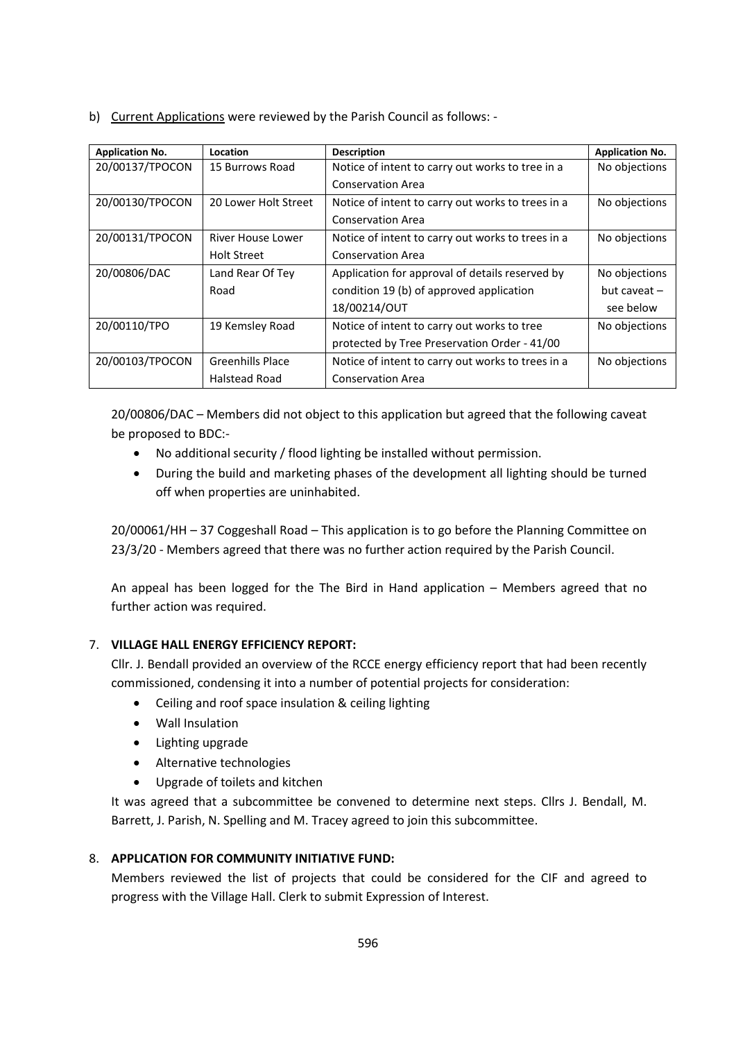b) Current Applications were reviewed by the Parish Council as follows: -

| Application No. | Location | Description | Application No. |
|---|---|---|---|
| 20/00137/TPOCON | 15 Burrows Road | Notice of intent to carry out works to tree in a Conservation Area | No objections |
| 20/00130/TPOCON | 20 Lower Holt Street | Notice of intent to carry out works to trees in a Conservation Area | No objections |
| 20/00131/TPOCON | River House Lower Holt Street | Notice of intent to carry out works to trees in a Conservation Area | No objections |
| 20/00806/DAC | Land Rear Of Tey Road | Application for approval of details reserved by condition 19 (b) of approved application 18/00214/OUT | No objections but caveat – see below |
| 20/00110/TPO | 19 Kemsley Road | Notice of intent to carry out works to tree protected by Tree Preservation Order - 41/00 | No objections |
| 20/00103/TPOCON | Greenhills Place Halstead Road | Notice of intent to carry out works to trees in a Conservation Area | No objections |

20/00806/DAC – Members did not object to this application but agreed that the following caveat be proposed to BDC:-

- No additional security / flood lighting be installed without permission.
- During the build and marketing phases of the development all lighting should be turned off when properties are uninhabited.

20/00061/HH – 37 Coggeshall Road – This application is to go before the Planning Committee on 23/3/20 - Members agreed that there was no further action required by the Parish Council.

An appeal has been logged for the The Bird in Hand application – Members agreed that no further action was required.

7. **VILLAGE HALL ENERGY EFFICIENCY REPORT:**

Cllr. J. Bendall provided an overview of the RCCE energy efficiency report that had been recently commissioned, condensing it into a number of potential projects for consideration:

- Ceiling and roof space insulation & ceiling lighting
- Wall Insulation
- Lighting upgrade
- Alternative technologies
- Upgrade of toilets and kitchen

It was agreed that a subcommittee be convened to determine next steps. Cllrs J. Bendall, M. Barrett, J. Parish, N. Spelling and M. Tracey agreed to join this subcommittee.

8. **APPLICATION FOR COMMUNITY INITIATIVE FUND:**

Members reviewed the list of projects that could be considered for the CIF and agreed to progress with the Village Hall. Clerk to submit Expression of Interest.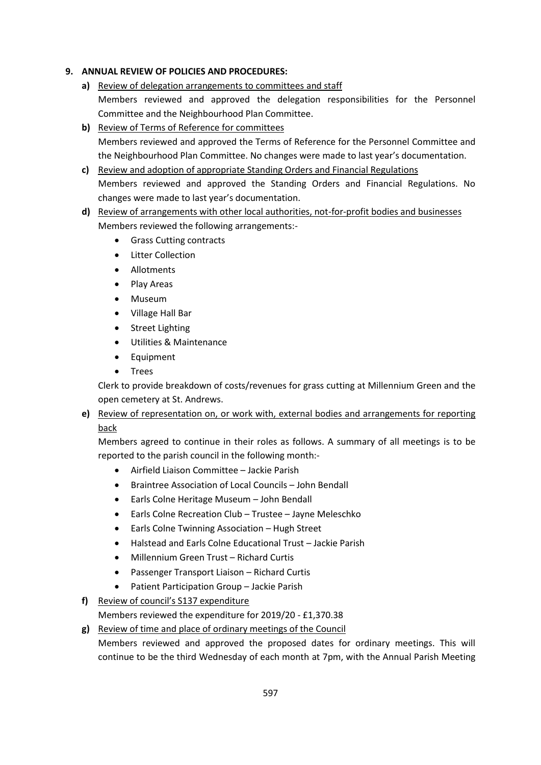**9. ANNUAL REVIEW OF POLICIES AND PROCEDURES:**

**a)** Review of delegation arrangements to committees and staff

Members reviewed and approved the delegation responsibilities for the Personnel Committee and the Neighbourhood Plan Committee.

**b)** Review of Terms of Reference for committees

Members reviewed and approved the Terms of Reference for the Personnel Committee and the Neighbourhood Plan Committee. No changes were made to last year's documentation.

**c)** Review and adoption of appropriate Standing Orders and Financial Regulations

Members reviewed and approved the Standing Orders and Financial Regulations. No changes were made to last year's documentation.

**d)** Review of arrangements with other local authorities, not-for-profit bodies and businesses

Members reviewed the following arrangements:-

- Grass Cutting contracts
- Litter Collection
- Allotments
- Play Areas
- Museum
- Village Hall Bar
- Street Lighting
- Utilities & Maintenance
- Equipment
- Trees

Clerk to provide breakdown of costs/revenues for grass cutting at Millennium Green and the open cemetery at St. Andrews.

**e)** Review of representation on, or work with, external bodies and arrangements for reporting back

Members agreed to continue in their roles as follows. A summary of all meetings is to be reported to the parish council in the following month:-

- Airfield Liaison Committee – Jackie Parish
- Braintree Association of Local Councils – John Bendall
- Earls Colne Heritage Museum – John Bendall
- Earls Colne Recreation Club – Trustee – Jayne Meleschko
- Earls Colne Twinning Association – Hugh Street
- Halstead and Earls Colne Educational Trust – Jackie Parish
- Millennium Green Trust – Richard Curtis
- Passenger Transport Liaison – Richard Curtis
- Patient Participation Group – Jackie Parish

**f)** Review of council's S137 expenditure

Members reviewed the expenditure for 2019/20 - £1,370.38

**g)** Review of time and place of ordinary meetings of the Council

Members reviewed and approved the proposed dates for ordinary meetings. This will continue to be the third Wednesday of each month at 7pm, with the Annual Parish Meeting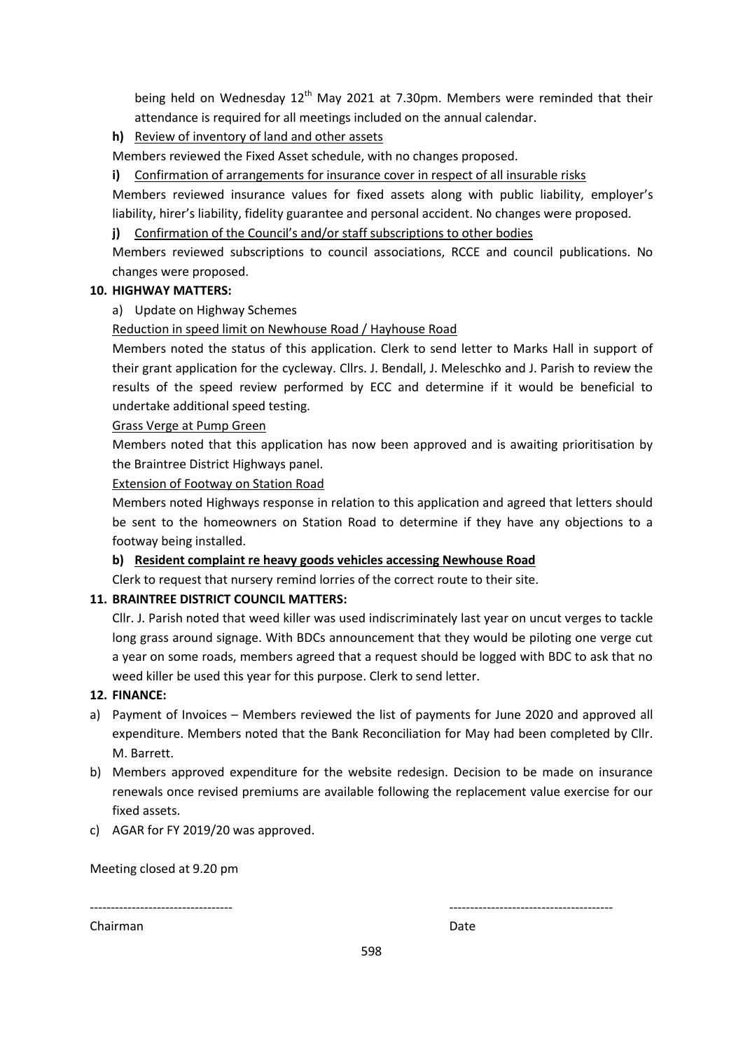being held on Wednesday 12th May 2021 at 7.30pm. Members were reminded that their attendance is required for all meetings included on the annual calendar.

**h)** Review of inventory of land and other assets

Members reviewed the Fixed Asset schedule, with no changes proposed.

**i)** Confirmation of arrangements for insurance cover in respect of all insurable risks

Members reviewed insurance values for fixed assets along with public liability, employer's liability, hirer's liability, fidelity guarantee and personal accident. No changes were proposed.

**j)** Confirmation of the Council's and/or staff subscriptions to other bodies

Members reviewed subscriptions to council associations, RCCE and council publications. No changes were proposed.

**10. HIGHWAY MATTERS:**

a) Update on Highway Schemes

Reduction in speed limit on Newhouse Road / Hayhouse Road

Members noted the status of this application. Clerk to send letter to Marks Hall in support of their grant application for the cycleway. Cllrs. J. Bendall, J. Meleschko and J. Parish to review the results of the speed review performed by ECC and determine if it would be beneficial to undertake additional speed testing.

Grass Verge at Pump Green

Members noted that this application has now been approved and is awaiting prioritisation by the Braintree District Highways panel.

Extension of Footway on Station Road

Members noted Highways response in relation to this application and agreed that letters should be sent to the homeowners on Station Road to determine if they have any objections to a footway being installed.

**b) Resident complaint re heavy goods vehicles accessing Newhouse Road**

Clerk to request that nursery remind lorries of the correct route to their site.

**11. BRAINTREE DISTRICT COUNCIL MATTERS:**

Cllr. J. Parish noted that weed killer was used indiscriminately last year on uncut verges to tackle long grass around signage. With BDCs announcement that they would be piloting one verge cut a year on some roads, members agreed that a request should be logged with BDC to ask that no weed killer be used this year for this purpose. Clerk to send letter.

**12. FINANCE:**

a) Payment of Invoices – Members reviewed the list of payments for June 2020 and approved all expenditure. Members noted that the Bank Reconciliation for May had been completed by Cllr. M. Barrett.

b) Members approved expenditure for the website redesign. Decision to be made on insurance renewals once revised premiums are available following the replacement value exercise for our fixed assets.

c) AGAR for FY 2019/20 was approved.

Meeting closed at 9.20 pm

---------------------------------- ---------------------------------------

Chairman Date